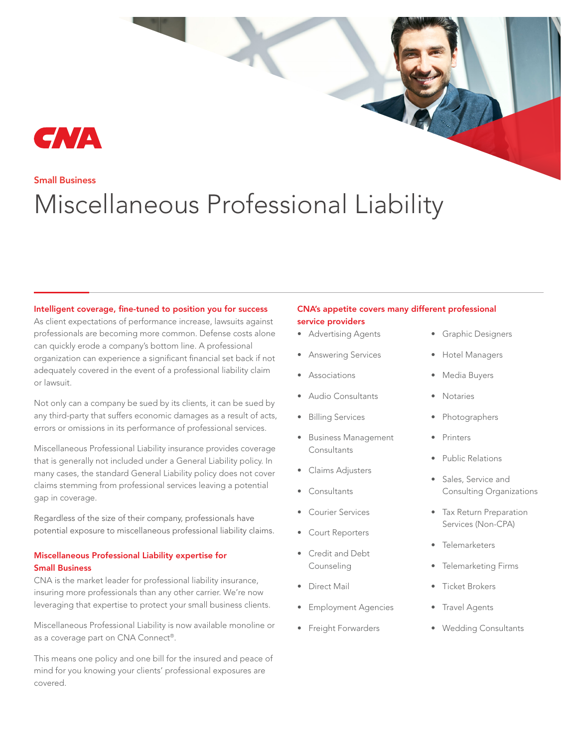CNA

Small Business

# Miscellaneous Professional Liability

## Intelligent coverage, fine-tuned to position you for success

As client expectations of performance increase, lawsuits against professionals are becoming more common. Defense costs alone can quickly erode a company's bottom line. A professional organization can experience a significant financial set back if not adequately covered in the event of a professional liability claim or lawsuit.

Not only can a company be sued by its clients, it can be sued by any third-party that suffers economic damages as a result of acts, errors or omissions in its performance of professional services.

Miscellaneous Professional Liability insurance provides coverage that is generally not included under a General Liability policy. In many cases, the standard General Liability policy does not cover claims stemming from professional services leaving a potential gap in coverage.

Regardless of the size of their company, professionals have potential exposure to miscellaneous professional liability claims.

## Miscellaneous Professional Liability expertise for Small Business

CNA is the market leader for professional liability insurance, insuring more professionals than any other carrier. We're now leveraging that expertise to protect your small business clients.

Miscellaneous Professional Liability is now available monoline or as a coverage part on CNA Connect®.

This means one policy and one bill for the insured and peace of mind for you knowing your clients' professional exposures are covered.

## CNA's appetite covers many different professional service providers

- Advertising Agents
- Answering Services
- Associations
- Audio Consultants
- Billing Services
- Business Management Consultants
- Claims Adjusters
- Consultants
- Courier Services
- Court Reporters
- Credit and Debt Counseling
- Direct Mail
- Employment Agencies
- Freight Forwarders
- Graphic Designers
- Hotel Managers
- Media Buyers
- Notaries
- Photographers
- Printers
- Public Relations
- Sales, Service and Consulting Organizations
- Tax Return Preparation Services (Non-CPA)
- Telemarketers
- Telemarketing Firms
- Ticket Brokers
- Travel Agents
- Wedding Consultants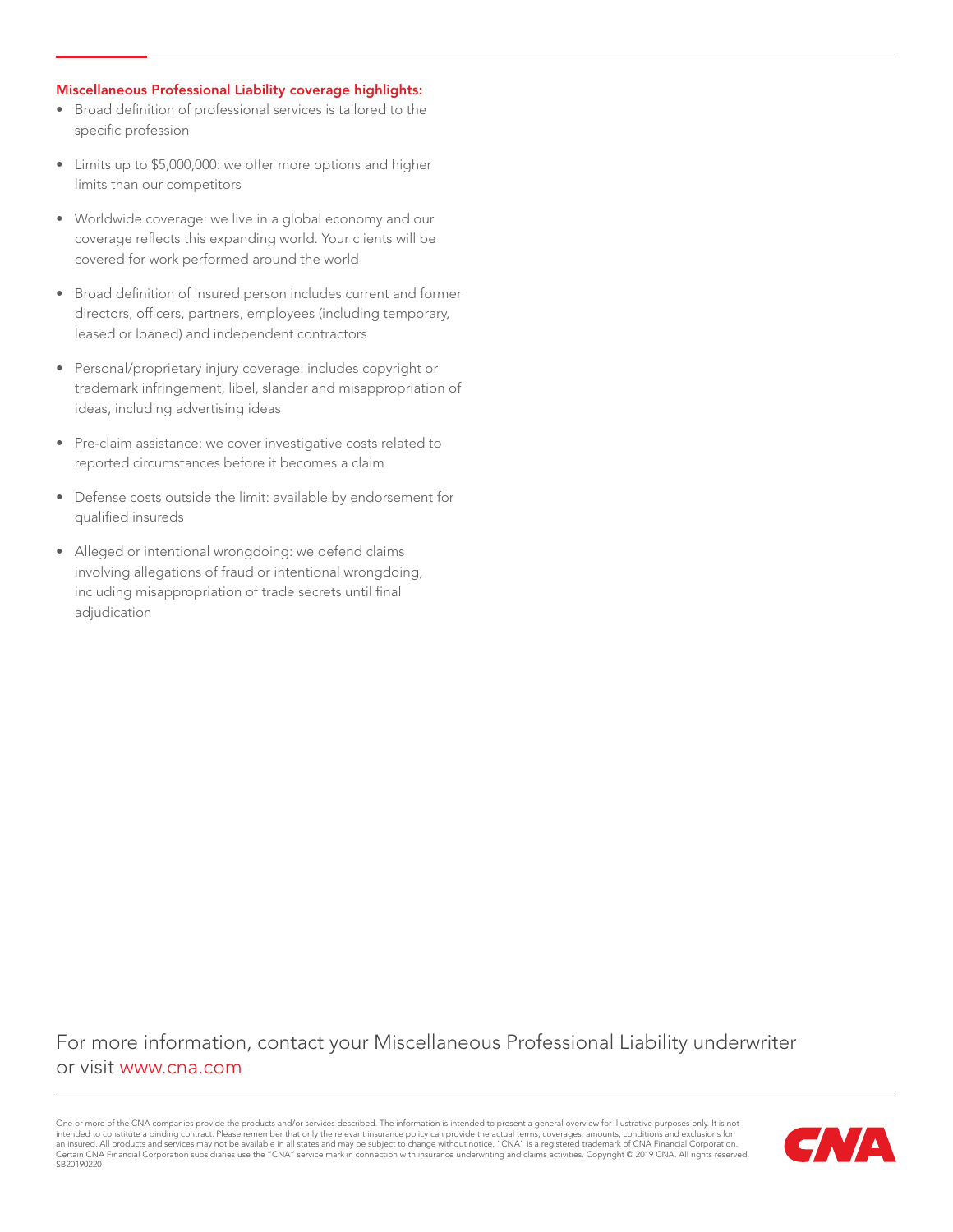**Miscellaneous Professional Liability coverage highlights:**

- Broad definition of professional services is tailored to the specific profession
- Limits up to $5,000,000: we offer more options and higher limits than our competitors
- Worldwide coverage: we live in a global economy and our coverage reflects this expanding world. Your clients will be covered for work performed around the world
- Broad definition of insured person includes current and former directors, officers, partners, employees (including temporary, leased or loaned) and independent contractors
- Personal/proprietary injury coverage: includes copyright or trademark infringement, libel, slander and misappropriation of ideas, including advertising ideas
- Pre-claim assistance: we cover investigative costs related to reported circumstances before it becomes a claim
- Defense costs outside the limit: available by endorsement for qualified insureds
- Alleged or intentional wrongdoing: we defend claims involving allegations of fraud or intentional wrongdoing, including misappropriation of trade secrets until final adjudication

For more information, contact your Miscellaneous Professional Liability underwriter or visit www.cna.com

One or more of the CNA companies provide the products and/or services described. The information is intended to present a general overview for illustrative purposes only. It is not intended to constitute a binding contract. Please remember that only the relevant insurance policy can provide the actual terms, coverages, amounts, conditions and exclusions for an insured. All products and services may not be available in all states and may be subject to change without notice. "CNA" is a registered trademark of CNA Financial Corporation. Certain CNA Financial Corporation subsidiaries use the "CNA" service mark in connection with insurance underwriting and claims activities. Copyright © 2019 CNA. All rights reserved. SB20190220

CNA